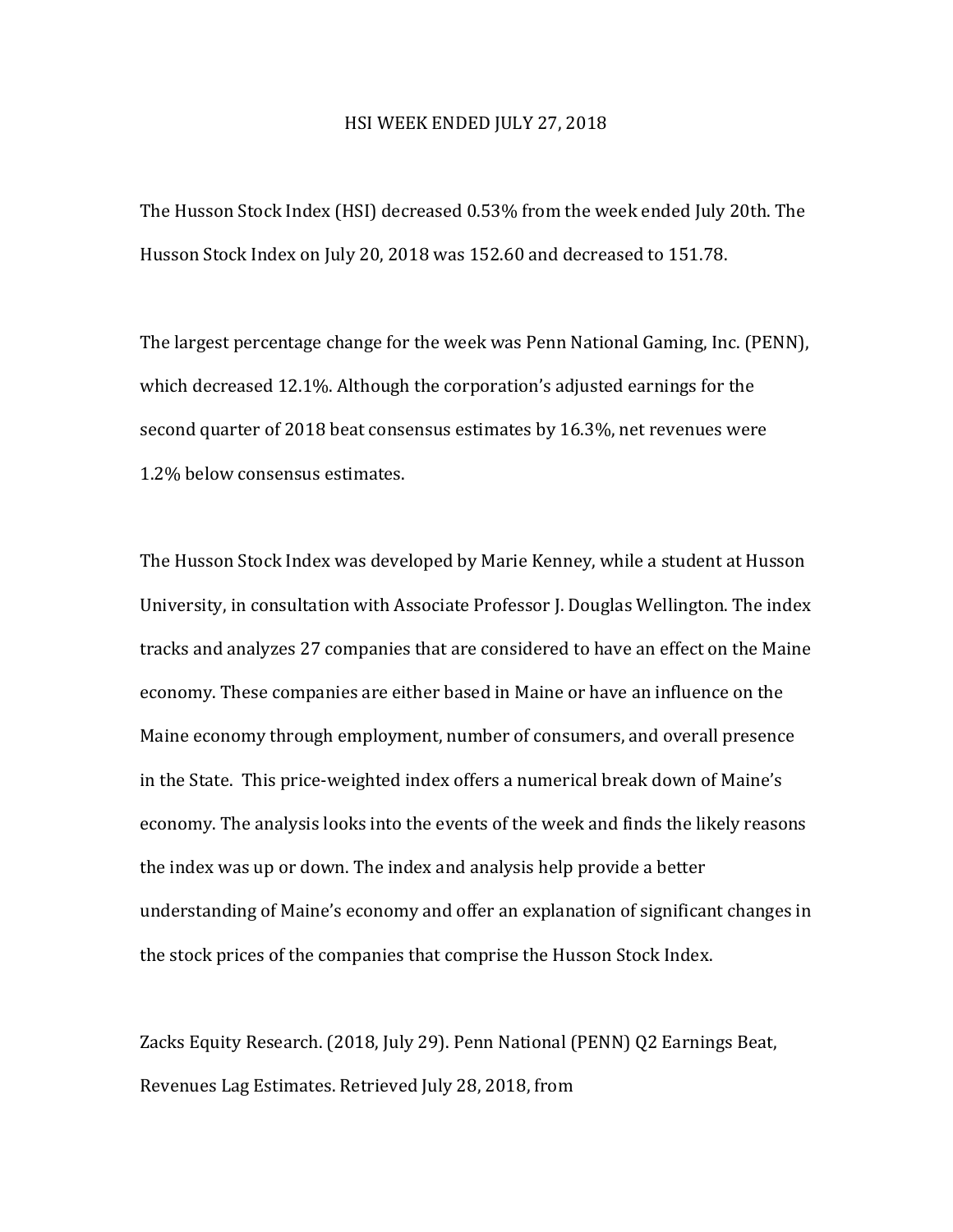# HSI WEEK ENDED JULY 27, 2018

The Husson Stock Index (HSI) decreased 0.53% from the week ended July 20th. The Husson Stock Index on July 20, 2018 was 152.60 and decreased to 151.78.

The largest percentage change for the week was Penn National Gaming, Inc. (PENN), which decreased 12.1%. Although the corporation's adjusted earnings for the second quarter of 2018 beat consensus estimates by 16.3%, net revenues were 1.2% below consensus estimates.

The Husson Stock Index was developed by Marie Kenney, while a student at Husson University, in consultation with Associate Professor J. Douglas Wellington. The index tracks and analyzes 27 companies that are considered to have an effect on the Maine economy. These companies are either based in Maine or have an influence on the Maine economy through employment, number of consumers, and overall presence in the State. This price-weighted index offers a numerical break down of Maine's economy. The analysis looks into the events of the week and finds the likely reasons the index was up or down. The index and analysis help provide a better understanding of Maine's economy and offer an explanation of significant changes in the stock prices of the companies that comprise the Husson Stock Index.

Zacks Equity Research. (2018, July 29). Penn National (PENN) Q2 Earnings Beat, Revenues Lag Estimates. Retrieved July 28, 2018, from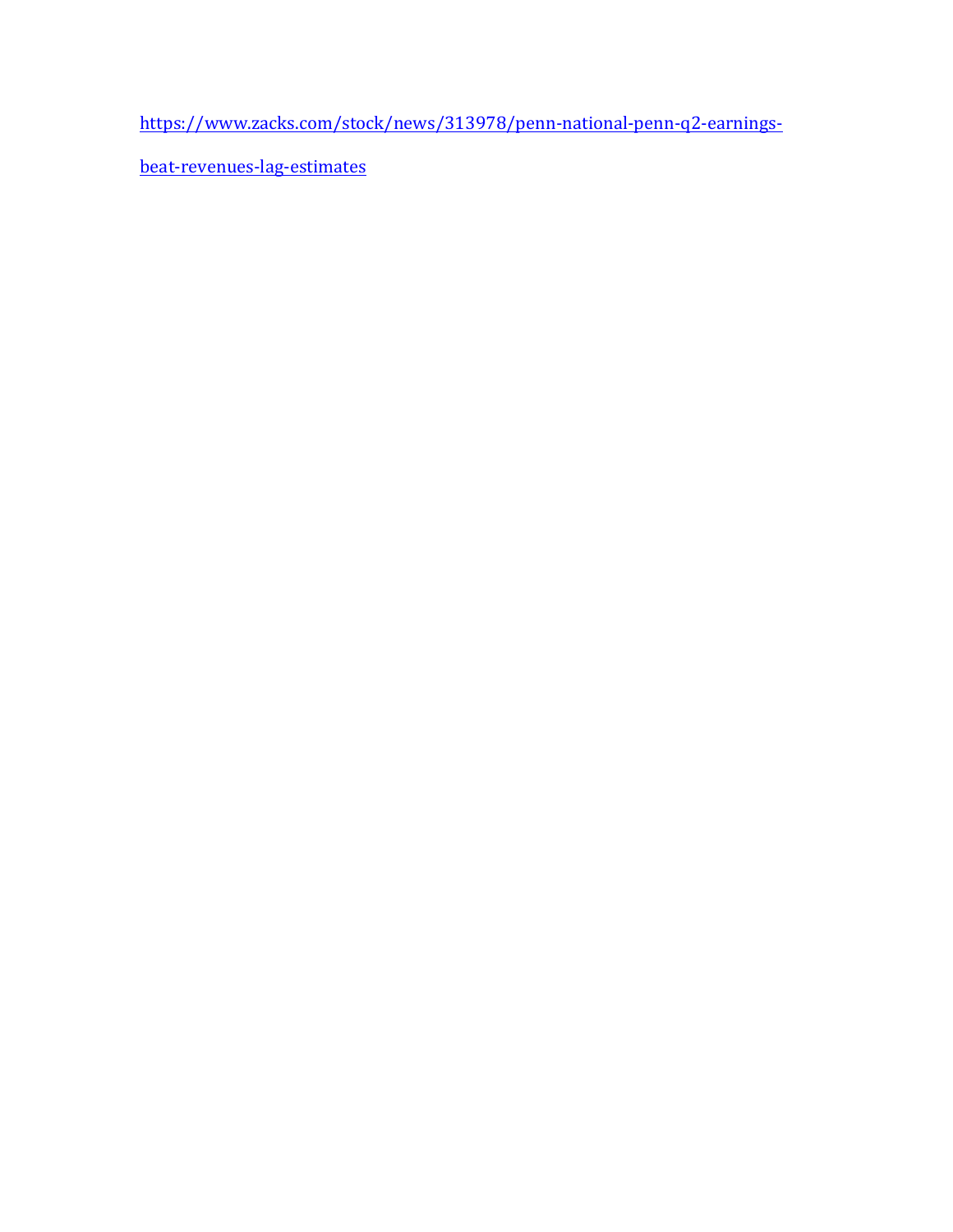https://www.zacks.com/stock/news/313978/penn-national-penn-q2-earnings-beat-revenues-lag-estimates